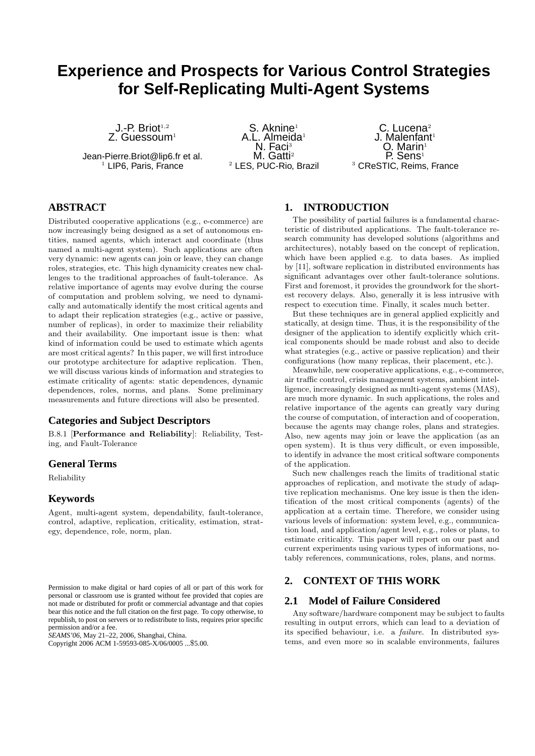# Experience and Prospects for Various Control Strategies for Self-Replicating Multi-Agent Systems

J.-P. Briot[1,2]
Z. Guessoum[1]

Jean-Pierre.Briot@lip6.fr et al.
[1] LIP6, Paris, France

S. Aknine[1]
A.L. Almeida[1]
N. Faci[3]
M. Gatti[2]
[2] LES, PUC-Rio, Brazil

C. Lucena[2]
J. Malenfant[1]
O. Marin[1]
P. Sens[1]
[3] CReSTIC, Reims, France

## ABSTRACT

Distributed cooperative applications (e.g., e-commerce) are now increasingly being designed as a set of autonomous entities, named agents, which interact and coordinate (thus named a multi-agent system). Such applications are often very dynamic: new agents can join or leave, they can change roles, strategies, etc. This high dynamicity creates new challenges to the traditional approaches of fault-tolerance. As relative importance of agents may evolve during the course of computation and problem solving, we need to dynamically and automatically identify the most critical agents and to adapt their replication strategies (e.g., active or passive, number of replicas), in order to maximize their reliability and their availability. One important issue is then: what kind of information could be used to estimate which agents are most critical agents? In this paper, we will first introduce our prototype architecture for adaptive replication. Then, we will discuss various kinds of information and strategies to estimate criticality of agents: static dependences, dynamic dependences, roles, norms, and plans. Some preliminary measurements and future directions will also be presented.

### Categories and Subject Descriptors

B.8.1 [**Performance and Reliability**]: Reliability, Testing, and Fault-Tolerance

### General Terms

Reliability

### Keywords

Agent, multi-agent system, dependability, fault-tolerance, control, adaptive, replication, criticality, estimation, strategy, dependence, role, norm, plan.

Permission to make digital or hard copies of all or part of this work for personal or classroom use is granted without fee provided that copies are not made or distributed for profit or commercial advantage and that copies bear this notice and the full citation on the first page. To copy otherwise, to republish, to post on servers or to redistribute to lists, requires prior specific permission and/or a fee.
*SEAMS'06,* May 21–22, 2006, Shanghai, China.
Copyright 2006 ACM 1-59593-085-X/06/0005 ...$5.00.

## 1. INTRODUCTION

The possibility of partial failures is a fundamental characteristic of distributed applications. The fault-tolerance research community has developed solutions (algorithms and architectures), notably based on the concept of replication, which have been applied e.g. to data bases. As implied by [11], software replication in distributed environments has significant advantages over other fault-tolerance solutions. First and foremost, it provides the groundwork for the shortest recovery delays. Also, generally it is less intrusive with respect to execution time. Finally, it scales much better.

But these techniques are in general applied explicitly and statically, at design time. Thus, it is the responsibility of the designer of the application to identify explicitly which critical components should be made robust and also to decide what strategies (e.g., active or passive replication) and their configurations (how many replicas, their placement, etc.).

Meanwhile, new cooperative applications, e.g., e-commerce, air traffic control, crisis management systems, ambient intelligence, increasingly designed as multi-agent systems (MAS), are much more dynamic. In such applications, the roles and relative importance of the agents can greatly vary during the course of computation, of interaction and of cooperation, because the agents may change roles, plans and strategies. Also, new agents may join or leave the application (as an open system). It is thus very difficult, or even impossible, to identify in advance the most critical software components of the application.

Such new challenges reach the limits of traditional static approaches of replication, and motivate the study of adaptive replication mechanisms. One key issue is then the identification of the most critical components (agents) of the application at a certain time. Therefore, we consider using various levels of information: system level, e.g., communication load, and application/agent level, e.g., roles or plans, to estimate criticality. This paper will report on our past and current experiments using various types of informations, notably references, communications, roles, plans, and norms.

## 2. CONTEXT OF THIS WORK

### 2.1 Model of Failure Considered

Any software/hardware component may be subject to faults resulting in output errors, which can lead to a deviation of its specified behaviour, i.e. a *failure*. In distributed systems, and even more so in scalable environments, failures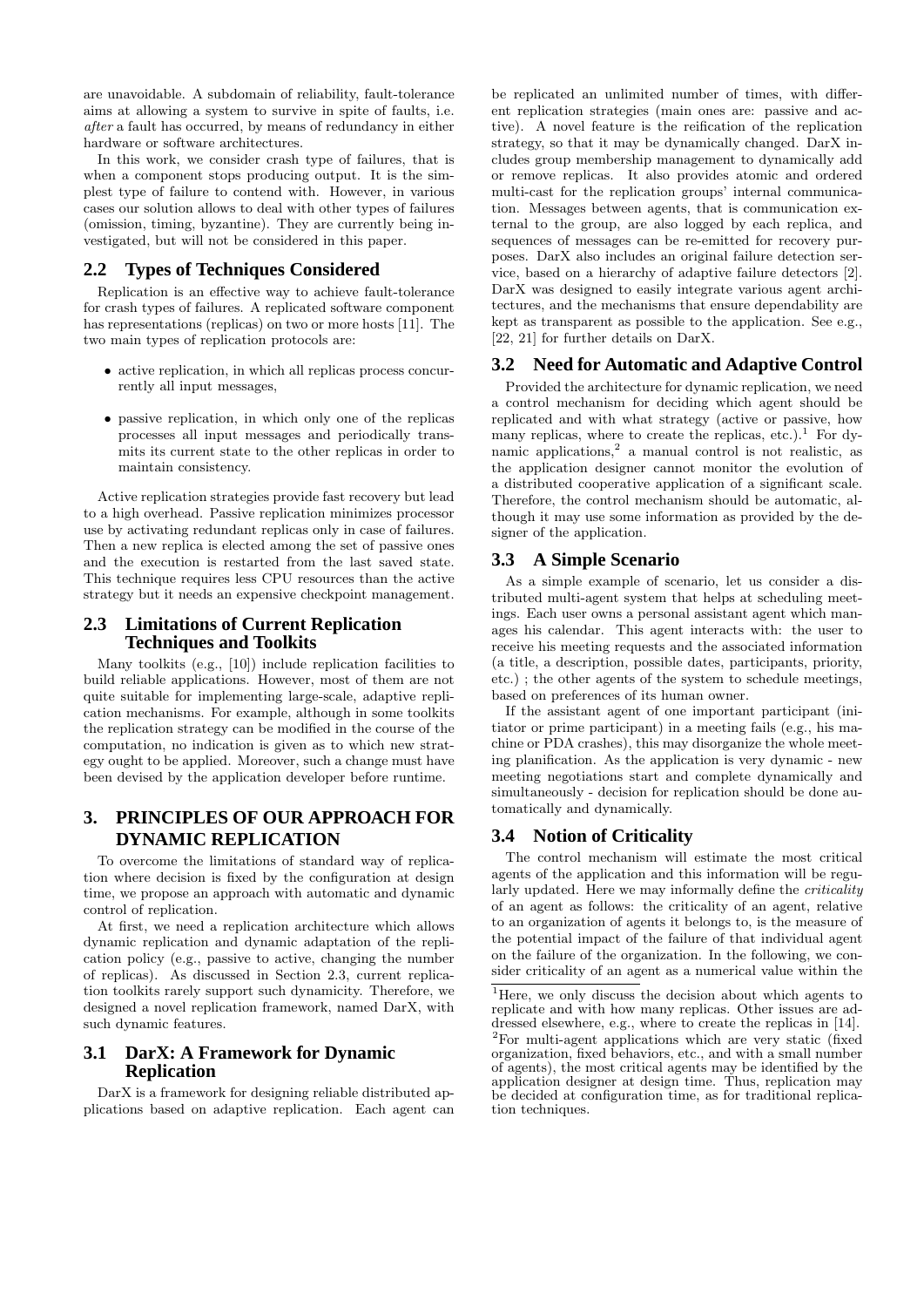are unavoidable. A subdomain of reliability, fault-tolerance aims at allowing a system to survive in spite of faults, i.e. *after* a fault has occurred, by means of redundancy in either hardware or software architectures.

In this work, we consider crash type of failures, that is when a component stops producing output. It is the simplest type of failure to contend with. However, in various cases our solution allows to deal with other types of failures (omission, timing, byzantine). They are currently being investigated, but will not be considered in this paper.

## 2.2 Types of Techniques Considered

Replication is an effective way to achieve fault-tolerance for crash types of failures. A replicated software component has representations (replicas) on two or more hosts [11]. The two main types of replication protocols are:

- active replication, in which all replicas process concurrently all input messages,
- passive replication, in which only one of the replicas processes all input messages and periodically transmits its current state to the other replicas in order to maintain consistency.

Active replication strategies provide fast recovery but lead to a high overhead. Passive replication minimizes processor use by activating redundant replicas only in case of failures. Then a new replica is elected among the set of passive ones and the execution is restarted from the last saved state. This technique requires less CPU resources than the active strategy but it needs an expensive checkpoint management.

## 2.3 Limitations of Current Replication Techniques and Toolkits

Many toolkits (e.g., [10]) include replication facilities to build reliable applications. However, most of them are not quite suitable for implementing large-scale, adaptive replication mechanisms. For example, although in some toolkits the replication strategy can be modified in the course of the computation, no indication is given as to which new strategy ought to be applied. Moreover, such a change must have been devised by the application developer before runtime.

# 3. PRINCIPLES OF OUR APPROACH FOR DYNAMIC REPLICATION

To overcome the limitations of standard way of replication where decision is fixed by the configuration at design time, we propose an approach with automatic and dynamic control of replication.

At first, we need a replication architecture which allows dynamic replication and dynamic adaptation of the replication policy (e.g., passive to active, changing the number of replicas). As discussed in Section 2.3, current replication toolkits rarely support such dynamicity. Therefore, we designed a novel replication framework, named DarX, with such dynamic features.

## 3.1 DarX: A Framework for Dynamic Replication

DarX is a framework for designing reliable distributed applications based on adaptive replication. Each agent can be replicated an unlimited number of times, with different replication strategies (main ones are: passive and active). A novel feature is the reification of the replication strategy, so that it may be dynamically changed. DarX includes group membership management to dynamically add or remove replicas. It also provides atomic and ordered multi-cast for the replication groups' internal communication. Messages between agents, that is communication external to the group, are also logged by each replica, and sequences of messages can be re-emitted for recovery purposes. DarX also includes an original failure detection service, based on a hierarchy of adaptive failure detectors [2]. DarX was designed to easily integrate various agent architectures, and the mechanisms that ensure dependability are kept as transparent as possible to the application. See e.g., [22, 21] for further details on DarX.

## 3.2 Need for Automatic and Adaptive Control

Provided the architecture for dynamic replication, we need a control mechanism for deciding which agent should be replicated and with what strategy (active or passive, how many replicas, where to create the replicas, etc.).[1] For dynamic applications,[2] a manual control is not realistic, as the application designer cannot monitor the evolution of a distributed cooperative application of a significant scale. Therefore, the control mechanism should be automatic, although it may use some information as provided by the designer of the application.

## 3.3 A Simple Scenario

As a simple example of scenario, let us consider a distributed multi-agent system that helps at scheduling meetings. Each user owns a personal assistant agent which manages his calendar. This agent interacts with: the user to receive his meeting requests and the associated information (a title, a description, possible dates, participants, priority, etc.) ; the other agents of the system to schedule meetings, based on preferences of its human owner.

If the assistant agent of one important participant (initiator or prime participant) in a meeting fails (e.g., his machine or PDA crashes), this may disorganize the whole meeting planification. As the application is very dynamic - new meeting negotiations start and complete dynamically and simultaneously - decision for replication should be done automatically and dynamically.

## 3.4 Notion of Criticality

The control mechanism will estimate the most critical agents of the application and this information will be regularly updated. Here we may informally define the *criticality* of an agent as follows: the criticality of an agent, relative to an organization of agents it belongs to, is the measure of the potential impact of the failure of that individual agent on the failure of the organization. In the following, we consider criticality of an agent as a numerical value within the

[1]Here, we only discuss the decision about which agents to replicate and with how many replicas. Other issues are addressed elsewhere, e.g., where to create the replicas in [14].

[2]For multi-agent applications which are very static (fixed organization, fixed behaviors, etc., and with a small number of agents), the most critical agents may be identified by the application designer at design time. Thus, replication may be decided at configuration time, as for traditional replication techniques.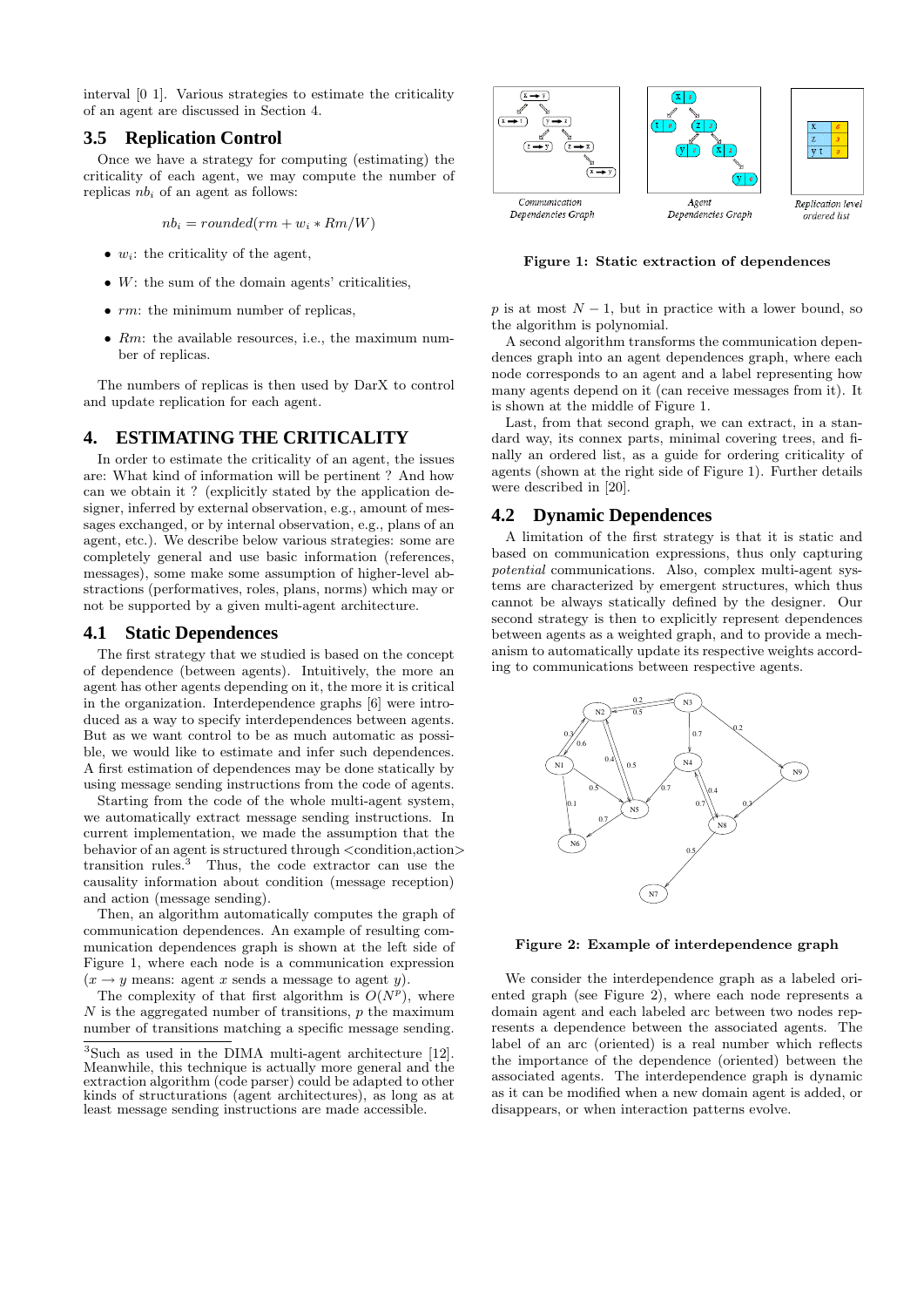interval [0 1]. Various strategies to estimate the criticality of an agent are discussed in Section 4.

## 3.5 Replication Control

Once we have a strategy for computing (estimating) the criticality of each agent, we may compute the number of replicas $nb_i$ of an agent as follows:

$$nb_i = rounded(rm + w_i * Rm/W)$$

- $w_i$: the criticality of the agent,
- $W$: the sum of the domain agents' criticalities,
- $rm$: the minimum number of replicas,
- $Rm$: the available resources, i.e., the maximum number of replicas.

The numbers of replicas is then used by DarX to control and update replication for each agent.

# 4. ESTIMATING THE CRITICALITY

In order to estimate the criticality of an agent, the issues are: What kind of information will be pertinent ? And how can we obtain it ? (explicitly stated by the application designer, inferred by external observation, e.g., amount of messages exchanged, or by internal observation, e.g., plans of an agent, etc.). We describe below various strategies: some are completely general and use basic information (references, messages), some make some assumption of higher-level abstractions (performatives, roles, plans, norms) which may or not be supported by a given multi-agent architecture.

## 4.1 Static Dependences

The first strategy that we studied is based on the concept of dependence (between agents). Intuitively, the more an agent has other agents depending on it, the more it is critical in the organization. Interdependence graphs [6] were introduced as a way to specify interdependences between agents. But as we want control to be as much automatic as possible, we would like to estimate and infer such dependences. A first estimation of dependences may be done statically by using message sending instructions from the code of agents.

Starting from the code of the whole multi-agent system, we automatically extract message sending instructions. In current implementation, we made the assumption that the behavior of an agent is structured through <condition,action> transition rules.[3] Thus, the code extractor can use the causality information about condition (message reception) and action (message sending).

Then, an algorithm automatically computes the graph of communication dependences. An example of resulting communication dependences graph is shown at the left side of Figure 1, where each node is a communication expression ($x \rightarrow y$ means: agent $x$ sends a message to agent $y$).

The complexity of that first algorithm is $O(N^p)$, where $N$ is the aggregated number of transitions, $p$ the maximum number of transitions matching a specific message sending. $p$ is at most $N-1$, but in practice with a lower bound, so the algorithm is polynomial.

A second algorithm transforms the communication dependences graph into an agent dependences graph, where each node corresponds to an agent and a label representing how many agents depend on it (can receive messages from it). It is shown at the middle of Figure 1.

Last, from that second graph, we can extract, in a standard way, its connex parts, minimal covering trees, and finally an ordered list, as a guide for ordering criticality of agents (shown at the right side of Figure 1). Further details were described in [20].

[3] Such as used in the DIMA multi-agent architecture [12]. Meanwhile, this technique is actually more general and the extraction algorithm (code parser) could be adapted to other kinds of structurations (agent architectures), as long as at least message sending instructions are made accessible.

**Figure 1: Static extraction of dependences**

## 4.2 Dynamic Dependences

A limitation of the first strategy is that it is static and based on communication expressions, thus only capturing *potential* communications. Also, complex multi-agent systems are characterized by emergent structures, which thus cannot be always statically defined by the designer. Our second strategy is then to explicitly represent dependences between agents as a weighted graph, and to provide a mechanism to automatically update its respective weights according to communications between respective agents.

**Figure 2: Example of interdependence graph**

We consider the interdependence graph as a labeled oriented graph (see Figure 2), where each node represents a domain agent and each labeled arc between two nodes represents a dependence between the associated agents. The label of an arc (oriented) is a real number which reflects the importance of the dependence (oriented) between the associated agents. The interdependence graph is dynamic as it can be modified when a new domain agent is added, or disappears, or when interaction patterns evolve.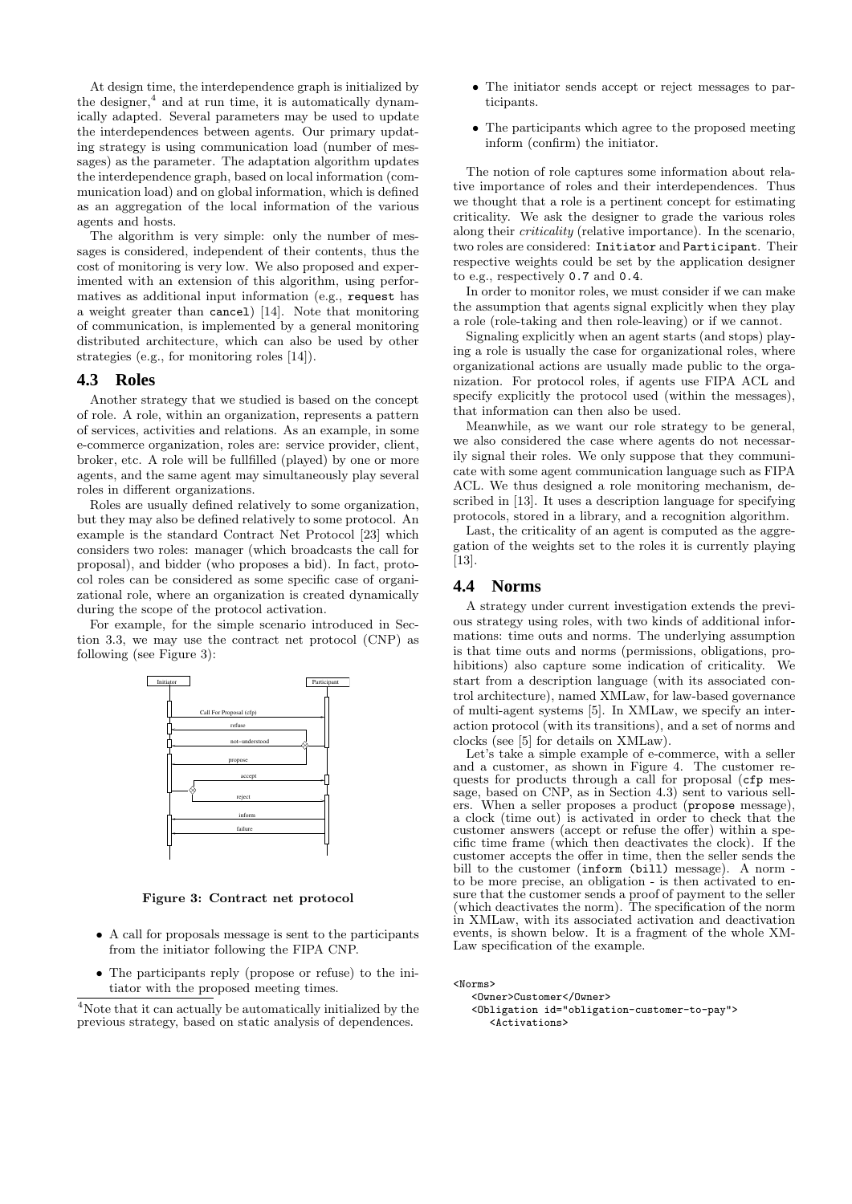At design time, the interdependence graph is initialized by the designer,[4] and at run time, it is automatically dynamically adapted. Several parameters may be used to update the interdependences between agents. Our primary updating strategy is using communication load (number of messages) as the parameter. The adaptation algorithm updates the interdependence graph, based on local information (communication load) and on global information, which is defined as an aggregation of the local information of the various agents and hosts.

The algorithm is very simple: only the number of messages is considered, independent of their contents, thus the cost of monitoring is very low. We also proposed and experimented with an extension of this algorithm, using performatives as additional input information (e.g., `request` has a weight greater than `cancel`) [14]. Note that monitoring of communication, is implemented by a general monitoring distributed architecture, which can also be used by other strategies (e.g., for monitoring roles [14]).

## 4.3 Roles

Another strategy that we studied is based on the concept of role. A role, within an organization, represents a pattern of services, activities and relations. As an example, in some e-commerce organization, roles are: service provider, client, broker, etc. A role will be fullfilled (played) by one or more agents, and the same agent may simultaneously play several roles in different organizations.

Roles are usually defined relatively to some organization, but they may also be defined relatively to some protocol. An example is the standard Contract Net Protocol [23] which considers two roles: manager (which broadcasts the call for proposal), and bidder (who proposes a bid). In fact, protocol roles can be considered as some specific case of organizational role, where an organization is created dynamically during the scope of the protocol activation.

For example, for the simple scenario introduced in Section 3.3, we may use the contract net protocol (CNP) as following (see Figure 3):

Initiator
Participant
Call For Proposal (cfp)
refuse
not-understood
propose
accept
reject
inform
failure

**Figure 3: Contract net protocol**

- A call for proposals message is sent to the participants from the initiator following the FIPA CNP.
- The participants reply (propose or refuse) to the initiator with the proposed meeting times.
- The initiator sends accept or reject messages to participants.
- The participants which agree to the proposed meeting inform (confirm) the initiator.

The notion of role captures some information about relative importance of roles and their interdependences. Thus we thought that a role is a pertinent concept for estimating criticality. We ask the designer to grade the various roles along their *criticality* (relative importance). In the scenario, two roles are considered: `Initiator` and `Participant`. Their respective weights could be set by the application designer to e.g., respectively `0.7` and `0.4`.

In order to monitor roles, we must consider if we can make the assumption that agents signal explicitly when they play a role (role-taking and then role-leaving) or if we cannot.

Signaling explicitly when an agent starts (and stops) playing a role is usually the case for organizational roles, where organizational actions are usually made public to the organization. For protocol roles, if agents use FIPA ACL and specify explicitly the protocol used (within the messages), that information can then also be used.

Meanwhile, as we want our role strategy to be general, we also considered the case where agents do not necessarily signal their roles. We only suppose that they communicate with some agent communication language such as FIPA ACL. We thus designed a role monitoring mechanism, described in [13]. It uses a description language for specifying protocols, stored in a library, and a recognition algorithm.

Last, the criticality of an agent is computed as the aggregation of the weights set to the roles it is currently playing [13].

## 4.4 Norms

A strategy under current investigation extends the previous strategy using roles, with two kinds of additional informations: time outs and norms. The underlying assumption is that time outs and norms (permissions, obligations, prohibitions) also capture some indication of criticality. We start from a description language (with its associated control architecture), named XMLaw, for law-based governance of multi-agent systems [5]. In XMLaw, we specify an interaction protocol (with its transitions), and a set of norms and clocks (see [5] for details on XMLaw).

Let's take a simple example of e-commerce, with a seller and a customer, as shown in Figure 4. The customer requests for products through a call for proposal (`cfp` message, based on CNP, as in Section 4.3) sent to various sellers. When a seller proposes a product (`propose` message), a clock (time out) is activated in order to check that the customer answers (accept or refuse the offer) within a specific time frame (which then deactivates the clock). If the customer accepts the offer in time, then the seller sends the bill to the customer (`inform (bill)` message). A norm - to be more precise, an obligation - is then activated to ensure that the customer sends a proof of payment to the seller (which deactivates the norm). The specification of the norm in XMLaw, with its associated activation and deactivation events, is shown below. It is a fragment of the whole XMLaw specification of the example.

```
<Norms>
   <Owner>Customer</Owner>
   <Obligation id="obligation-customer-to-pay">
      <Activations>
```

[4]Note that it can actually be automatically initialized by the previous strategy, based on static analysis of dependences.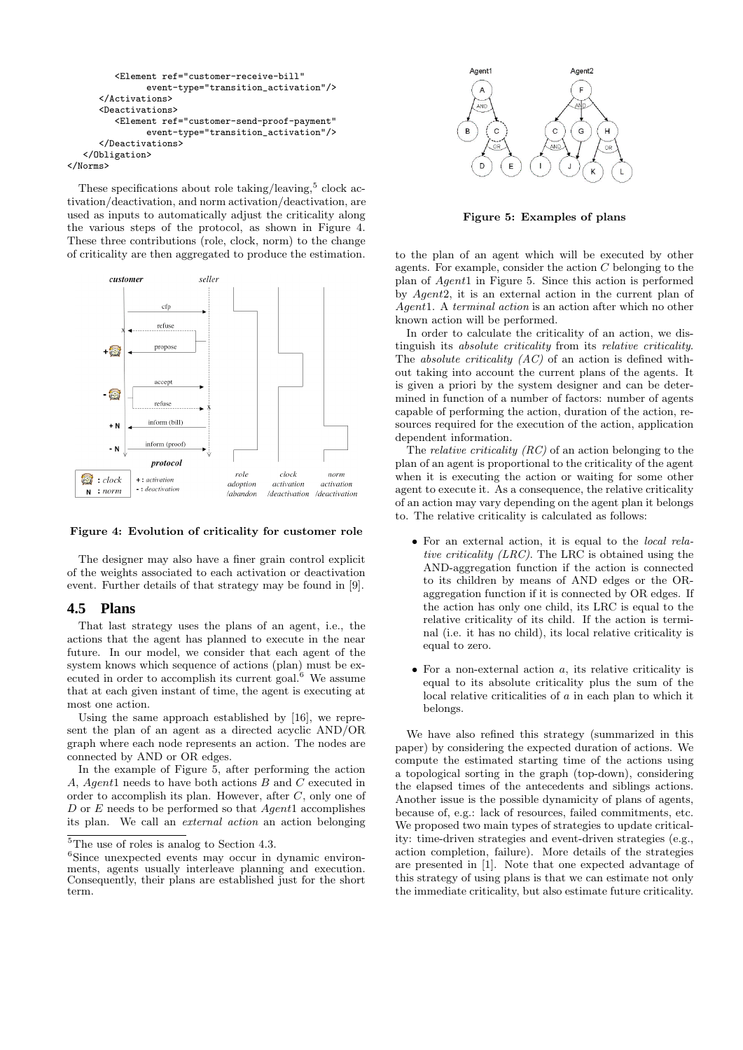```
        <Element ref="customer-receive-bill"
               event-type="transition_activation"/>
      </Activations>
      <Deactivations>
        <Element ref="customer-send-proof-payment"
               event-type="transition_activation"/>
      </Deactivations>
   </Obligation>
</Norms>
```

These specifications about role taking/leaving,[5] clock activation/deactivation, and norm activation/deactivation, are used as inputs to automatically adjust the criticality along the various steps of the protocol, as shown in Figure 4. These three contributions (role, clock, norm) to the change of criticality are then aggregated to produce the estimation.

**Figure 4: Evolution of criticality for customer role**

The designer may also have a finer grain control explicit of the weights associated to each activation or deactivation event. Further details of that strategy may be found in [9].

## 4.5 Plans

That last strategy uses the plans of an agent, i.e., the actions that the agent has planned to execute in the near future. In our model, we consider that each agent of the system knows which sequence of actions (plan) must be executed in order to accomplish its current goal.[6] We assume that at each given instant of time, the agent is executing at most one action.

Using the same approach established by [16], we represent the plan of an agent as a directed acyclic AND/OR graph where each node represents an action. The nodes are connected by AND or OR edges.

In the example of Figure 5, after performing the action $A$, $Agent1$ needs to have both actions $B$ and $C$ executed in order to accomplish its plan. However, after $C$, only one of $D$ or $E$ needs to be performed so that $Agent1$ accomplishes its plan. We call an *external action* an action belonging to the plan of an agent which will be executed by other agents. For example, consider the action $C$ belonging to the plan of $Agent1$ in Figure 5. Since this action is performed by $Agent2$, it is an external action in the current plan of $Agent1$. A *terminal action* is an action after which no other known action will be performed.

**Figure 5: Examples of plans**

In order to calculate the criticality of an action, we distinguish its *absolute criticality* from its *relative criticality*. The *absolute criticality (AC)* of an action is defined without taking into account the current plans of the agents. It is given a priori by the system designer and can be determined in function of a number of factors: number of agents capable of performing the action, duration of the action, resources required for the execution of the action, application dependent information.

The *relative criticality (RC)* of an action belonging to the plan of an agent is proportional to the criticality of the agent when it is executing the action or waiting for some other agent to execute it. As a consequence, the relative criticality of an action may vary depending on the agent plan it belongs to. The relative criticality is calculated as follows:

- For an external action, it is equal to the *local relative criticality (LRC)*. The LRC is obtained using the AND-aggregation function if the action is connected to its children by means of AND edges or the OR-aggregation function if it is connected by OR edges. If the action has only one child, its LRC is equal to the relative criticality of its child. If the action is terminal (i.e. it has no child), its local relative criticality is equal to zero.
- For a non-external action $a$, its relative criticality is equal to its absolute criticality plus the sum of the local relative criticalities of $a$ in each plan to which it belongs.

We have also refined this strategy (summarized in this paper) by considering the expected duration of actions. We compute the estimated starting time of the actions using a topological sorting in the graph (top-down), considering the elapsed times of the antecedents and siblings actions. Another issue is the possible dynamicity of plans of agents, because of, e.g.: lack of resources, failed commitments, etc. We proposed two main types of strategies to update criticality: time-driven strategies and event-driven strategies (e.g., action completion, failure). More details of the strategies are presented in [1]. Note that one expected advantage of this strategy of using plans is that we can estimate not only the immediate criticality, but also estimate future criticality.

[5] The use of roles is analog to Section 4.3.

[6] Since unexpected events may occur in dynamic environments, agents usually interleave planning and execution. Consequently, their plans are established just for the short term.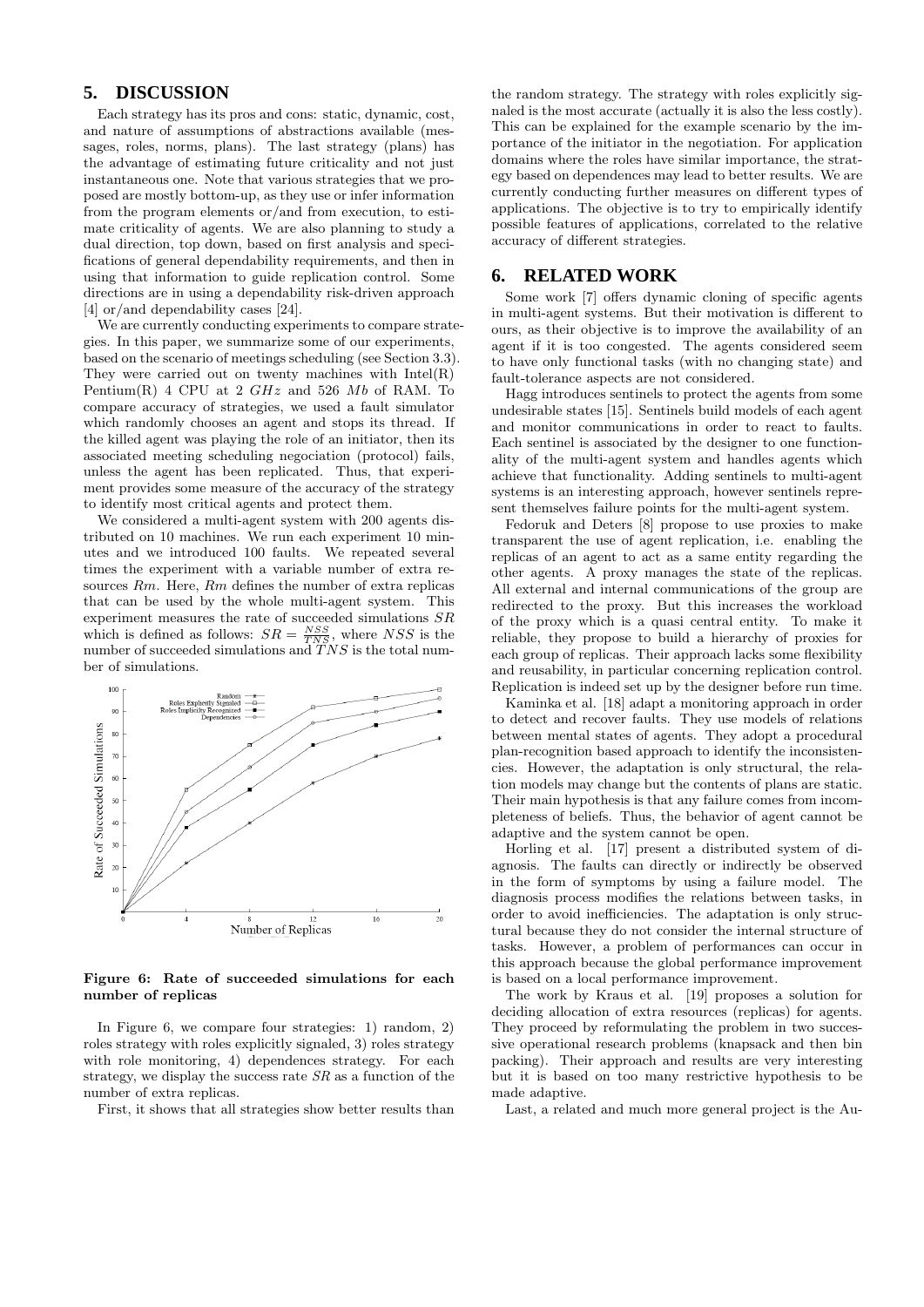## 5. DISCUSSION

Each strategy has its pros and cons: static, dynamic, cost, and nature of assumptions of abstractions available (messages, roles, norms, plans). The last strategy (plans) has the advantage of estimating future criticality and not just instantaneous one. Note that various strategies that we proposed are mostly bottom-up, as they use or infer information from the program elements or/and from execution, to estimate criticality of agents. We are also planning to study a dual direction, top down, based on first analysis and specifications of general dependability requirements, and then in using that information to guide replication control. Some directions are in using a dependability risk-driven approach [4] or/and dependability cases [24].

We are currently conducting experiments to compare strategies. In this paper, we summarize some of our experiments, based on the scenario of meetings scheduling (see Section 3.3). They were carried out on twenty machines with Intel(R) Pentium(R) 4 CPU at 2 $GHz$ and 526 $Mb$ of RAM. To compare accuracy of strategies, we used a fault simulator which randomly chooses an agent and stops its thread. If the killed agent was playing the role of an initiator, then its associated meeting scheduling negociation (protocol) fails, unless the agent has been replicated. Thus, that experiment provides some measure of the accuracy of the strategy to identify most critical agents and protect them.

We considered a multi-agent system with 200 agents distributed on 10 machines. We run each experiment 10 minutes and we introduced 100 faults. We repeated several times the experiment with a variable number of extra resources $Rm$. Here, $Rm$ defines the number of extra replicas that can be used by the whole multi-agent system. This experiment measures the rate of succeeded simulations $SR$ which is defined as follows: $SR = \frac{NSS}{TNS}$, where $NSS$ is the number of succeeded simulations and $TNS$ is the total number of simulations.

**Figure 6: Rate of succeeded simulations for each number of replicas**

In Figure 6, we compare four strategies: 1) random, 2) roles strategy with roles explicitly signaled, 3) roles strategy with role monitoring, 4) dependences strategy. For each strategy, we display the success rate $SR$ as a function of the number of extra replicas.

First, it shows that all strategies show better results than the random strategy. The strategy with roles explicitly signaled is the most accurate (actually it is also the less costly). This can be explained for the example scenario by the importance of the initiator in the negotiation. For application domains where the roles have similar importance, the strategy based on dependences may lead to better results. We are currently conducting further measures on different types of applications. The objective is to try to empirically identify possible features of applications, correlated to the relative accuracy of different strategies.

## 6. RELATED WORK

Some work [7] offers dynamic cloning of specific agents in multi-agent systems. But their motivation is different to ours, as their objective is to improve the availability of an agent if it is too congested. The agents considered seem to have only functional tasks (with no changing state) and fault-tolerance aspects are not considered.

Hagg introduces sentinels to protect the agents from some undesirable states [15]. Sentinels build models of each agent and monitor communications in order to react to faults. Each sentinel is associated by the designer to one functionality of the multi-agent system and handles agents which achieve that functionality. Adding sentinels to multi-agent systems is an interesting approach, however sentinels represent themselves failure points for the multi-agent system.

Fedoruk and Deters [8] propose to use proxies to make transparent the use of agent replication, i.e. enabling the replicas of an agent to act as a same entity regarding the other agents. A proxy manages the state of the replicas. All external and internal communications of the group are redirected to the proxy. But this increases the workload of the proxy which is a quasi central entity. To make it reliable, they propose to build a hierarchy of proxies for each group of replicas. Their approach lacks some flexibility and reusability, in particular concerning replication control. Replication is indeed set up by the designer before run time.

Kaminka et al. [18] adapt a monitoring approach in order to detect and recover faults. They use models of relations between mental states of agents. They adopt a procedural plan-recognition based approach to identify the inconsistencies. However, the adaptation is only structural, the relation models may change but the contents of plans are static. Their main hypothesis is that any failure comes from incompleteness of beliefs. Thus, the behavior of agent cannot be adaptive and the system cannot be open.

Horling et al. [17] present a distributed system of diagnosis. The faults can directly or indirectly be observed in the form of symptoms by using a failure model. The diagnosis process modifies the relations between tasks, in order to avoid inefficiencies. The adaptation is only structural because they do not consider the internal structure of tasks. However, a problem of performances can occur in this approach because the global performance improvement is based on a local performance improvement.

The work by Kraus et al. [19] proposes a solution for deciding allocation of extra resources (replicas) for agents. They proceed by reformulating the problem in two successive operational research problems (knapsack and then bin packing). Their approach and results are very interesting but it is based on too many restrictive hypothesis to be made adaptive.

Last, a related and much more general project is the Au-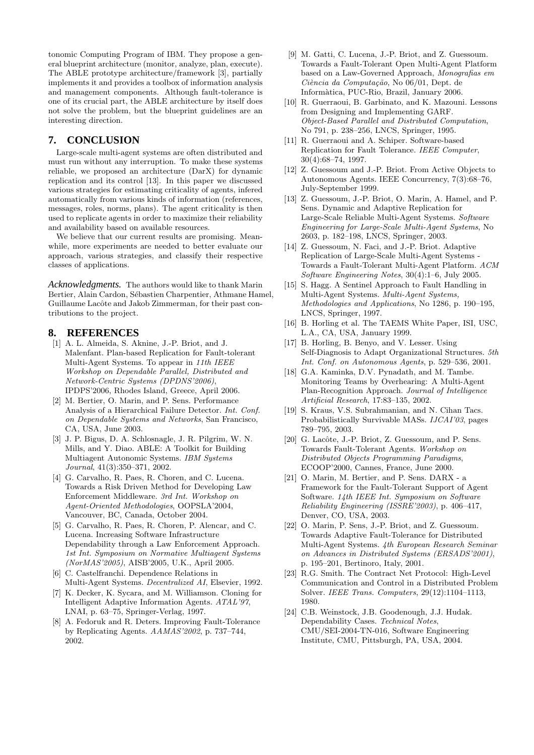tonomic Computing Program of IBM. They propose a general blueprint architecture (monitor, analyze, plan, execute). The ABLE prototype architecture/framework [3], partially implements it and provides a toolbox of information analysis and management components. Although fault-tolerance is one of its crucial part, the ABLE architecture by itself does not solve the problem, but the blueprint guidelines are an interesting direction.

## 7. CONCLUSION

Large-scale multi-agent systems are often distributed and must run without any interruption. To make these systems reliable, we proposed an architecture (DarX) for dynamic replication and its control [13]. In this paper we discussed various strategies for estimating criticality of agents, infered automatically from various kinds of information (references, messages, roles, norms, plans). The agent criticality is then used to replicate agents in order to maximize their reliability and availability based on available resources.

We believe that our current results are promising. Meanwhile, more experiments are needed to better evaluate our approach, various strategies, and classify their respective classes of applications.

***Acknowledgments.*** The authors would like to thank Marin Bertier, Alain Cardon, Sébastien Charpentier, Athmane Hamel, Guillaume Lacôte and Jakob Zimmerman, for their past contributions to the project.

## 8. REFERENCES

[1] A. L. Almeida, S. Aknine, J.-P. Briot, and J. Malenfant. Plan-based Replication for Fault-tolerant Multi-Agent Systems. To appear in *11th IEEE Workshop on Dependable Parallel, Distributed and Network-Centric Systems (DPDNS'2006)*, IPDPS'2006, Rhodes Island, Greece, April 2006.

[2] M. Bertier, O. Marin, and P. Sens. Performance Analysis of a Hierarchical Failure Detector. *Int. Conf. on Dependable Systems and Networks*, San Francisco, CA, USA, June 2003.

[3] J. P. Bigus, D. A. Schlosnagle, J. R. Pilgrim, W. N. Mills, and Y. Diao. ABLE: A Toolkit for Building Multiagent Autonomic Systems. *IBM Systems Journal*, 41(3):350–371, 2002.

[4] G. Carvalho, R. Paes, R. Choren, and C. Lucena. Towards a Risk Driven Method for Developing Law Enforcement Middleware. *3rd Int. Workshop on Agent-Oriented Methodologies*, OOPSLA'2004, Vancouver, BC, Canada, October 2004.

[5] G. Carvalho, R. Paes, R. Choren, P. Alencar, and C. Lucena. Increasing Software Infrastructure Dependability through a Law Enforcement Approach. *1st Int. Symposium on Normative Multiagent Systems (NorMAS'2005)*, AISB'2005, U.K., April 2005.

[6] C. Castelfranchi. Dependence Relations in Multi-Agent Systems. *Decentralized AI*, Elsevier, 1992.

[7] K. Decker, K. Sycara, and M. Williamson. Cloning for Intelligent Adaptive Information Agents. *ATAL'97*, LNAI, p. 63–75, Springer-Verlag, 1997.

[8] A. Fedoruk and R. Deters. Improving Fault-Tolerance by Replicating Agents. *AAMAS'2002*, p. 737–744, 2002.

[9] M. Gatti, C. Lucena, J.-P. Briot, and Z. Guessoum. Towards a Fault-Tolerant Open Multi-Agent Platform based on a Law-Governed Approach, *Monografias em Ciència da Computação*, No 06/01, Dept. de Informàtica, PUC-Rio, Brazil, January 2006.

[10] R. Guerraoui, B. Garbinato, and K. Mazouni. Lessons from Designing and Implementing GARF. *Object-Based Parallel and Distributed Computation*, No 791, p. 238–256, LNCS, Springer, 1995.

[11] R. Guerraoui and A. Schiper. Software-based Replication for Fault Tolerance. *IEEE Computer*, 30(4):68–74, 1997.

[12] Z. Guessoum and J.-P. Briot. From Active Objects to Autonomous Agents. IEEE Concurrency, 7(3):68–76, July-September 1999.

[13] Z. Guessoum, J.-P. Briot, O. Marin, A. Hamel, and P. Sens. Dynamic and Adaptive Replication for Large-Scale Reliable Multi-Agent Systems. *Software Engineering for Large-Scale Multi-Agent Systems*, No 2603, p. 182–198, LNCS, Springer, 2003.

[14] Z. Guessoum, N. Faci, and J.-P. Briot. Adaptive Replication of Large-Scale Multi-Agent Systems - Towards a Fault-Tolerant Multi-Agent Platform. *ACM Software Engineering Notes*, 30(4):1–6, July 2005.

[15] S. Hagg. A Sentinel Approach to Fault Handling in Multi-Agent Systems. *Multi-Agent Systems, Methodologies and Applications*, No 1286, p. 190–195, LNCS, Springer, 1997.

[16] B. Horling et al. The TAEMS White Paper, ISI, USC, L.A., CA, USA, January 1999.

[17] B. Horling, B. Benyo, and V. Lesser. Using Self-Diagnosis to Adapt Organizational Structures. *5th Int. Conf. on Autonomous Agents*, p. 529–536, 2001.

[18] G.A. Kaminka, D.V. Pynadath, and M. Tambe. Monitoring Teams by Overhearing: A Multi-Agent Plan-Recognition Approach. *Journal of Intelligence Artificial Research*, 17:83–135, 2002.

[19] S. Kraus, V.S. Subrahmanian, and N. Cihan Tacs. Probabilistically Survivable MASs. *IJCAI'03*, pages 789–795, 2003.

[20] G. Lacôte, J.-P. Briot, Z. Guessoum, and P. Sens. Towards Fault-Tolerant Agents. *Workshop on Distributed Objects Programming Paradigms*, ECOOP'2000, Cannes, France, June 2000.

[21] O. Marin, M. Bertier, and P. Sens. DARX - a Framework for the Fault-Tolerant Support of Agent Software. *14th IEEE Int. Symposium on Software Reliability Engineering (ISSRE'2003)*, p. 406–417, Denver, CO, USA, 2003.

[22] O. Marin, P. Sens, J.-P. Briot, and Z. Guessoum. Towards Adaptive Fault-Tolerance for Distributed Multi-Agent Systems. *4th European Research Seminar on Advances in Distributed Systems (ERSADS'2001)*, p. 195–201, Bertinoro, Italy, 2001.

[23] R.G. Smith. The Contract Net Protocol: High-Level Communication and Control in a Distributed Problem Solver. *IEEE Trans. Computers*, 29(12):1104–1113, 1980.

[24] C.B. Weinstock, J.B. Goodenough, J.J. Hudak. Dependability Cases. *Technical Notes*, CMU/SEI-2004-TN-016, Software Engineering Institute, CMU, Pittsburgh, PA, USA, 2004.